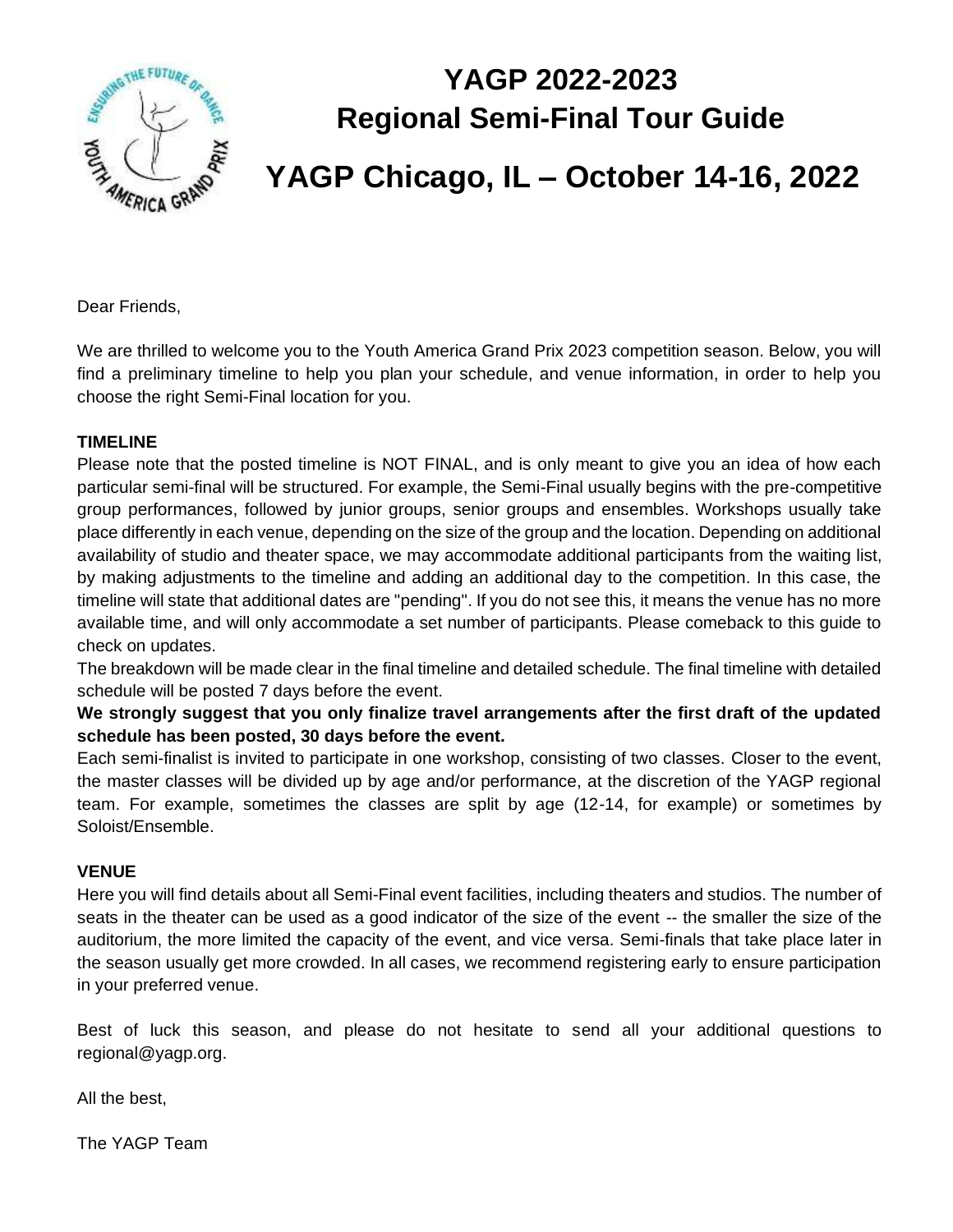# YAGP 2022-2023
# Regional Semi-Final Tour Guide

# YAGP Chicago, IL – October 14-16, 2022

Dear Friends,

We are thrilled to welcome you to the Youth America Grand Prix 2023 competition season. Below, you will find a preliminary timeline to help you plan your schedule, and venue information, in order to help you choose the right Semi-Final location for you.

**TIMELINE**

Please note that the posted timeline is NOT FINAL, and is only meant to give you an idea of how each particular semi-final will be structured. For example, the Semi-Final usually begins with the pre-competitive group performances, followed by junior groups, senior groups and ensembles. Workshops usually take place differently in each venue, depending on the size of the group and the location. Depending on additional availability of studio and theater space, we may accommodate additional participants from the waiting list, by making adjustments to the timeline and adding an additional day to the competition. In this case, the timeline will state that additional dates are "pending". If you do not see this, it means the venue has no more available time, and will only accommodate a set number of participants. Please comeback to this guide to check on updates.

The breakdown will be made clear in the final timeline and detailed schedule. The final timeline with detailed schedule will be posted 7 days before the event.

**We strongly suggest that you only finalize travel arrangements after the first draft of the updated schedule has been posted, 30 days before the event.**

Each semi-finalist is invited to participate in one workshop, consisting of two classes. Closer to the event, the master classes will be divided up by age and/or performance, at the discretion of the YAGP regional team. For example, sometimes the classes are split by age (12-14, for example) or sometimes by Soloist/Ensemble.

**VENUE**

Here you will find details about all Semi-Final event facilities, including theaters and studios. The number of seats in the theater can be used as a good indicator of the size of the event -- the smaller the size of the auditorium, the more limited the capacity of the event, and vice versa. Semi-finals that take place later in the season usually get more crowded. In all cases, we recommend registering early to ensure participation in your preferred venue.

Best of luck this season, and please do not hesitate to send all your additional questions to regional@yagp.org.

All the best,

The YAGP Team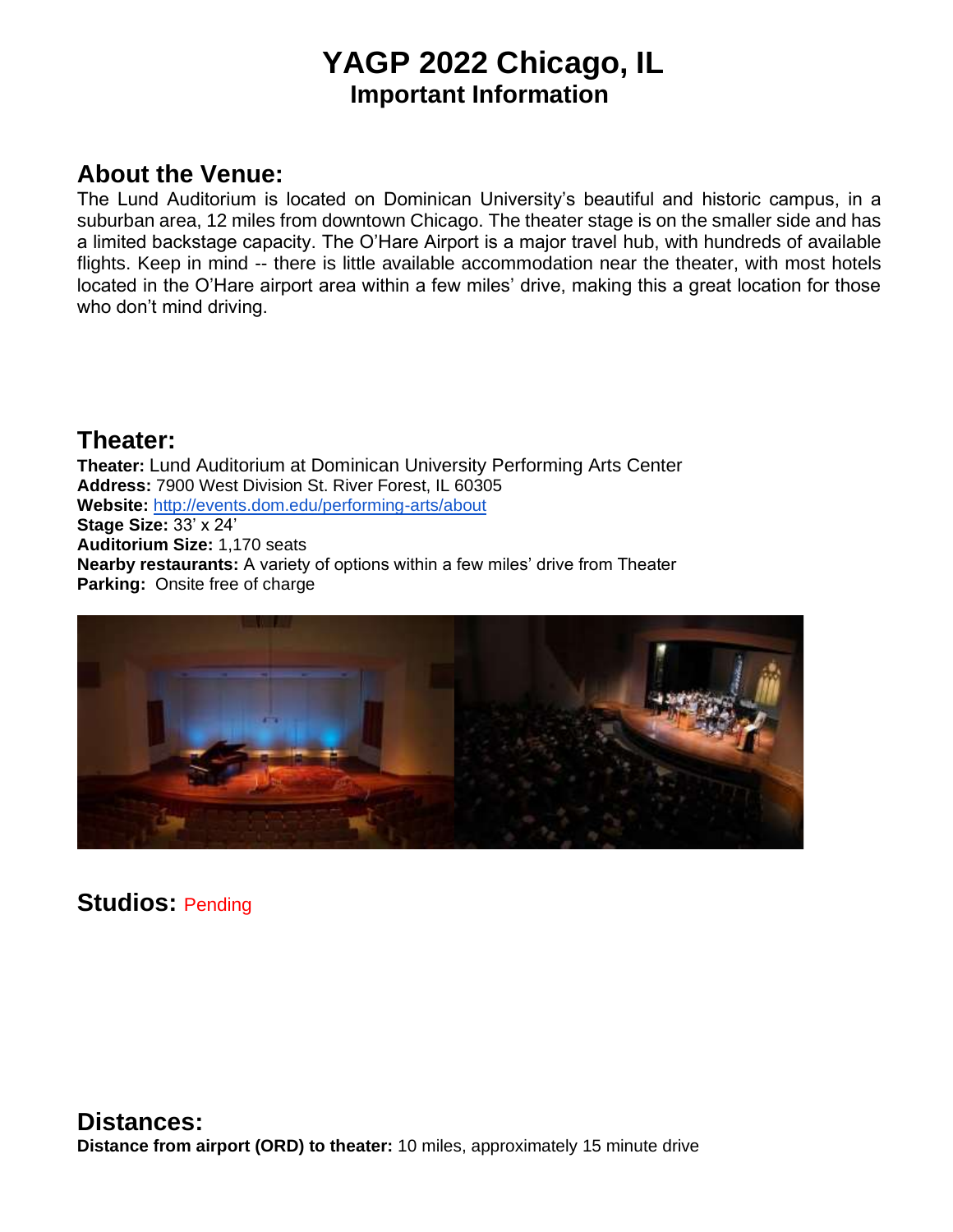# YAGP 2022 Chicago, IL
## Important Information

## About the Venue:

The Lund Auditorium is located on Dominican University's beautiful and historic campus, in a suburban area, 12 miles from downtown Chicago. The theater stage is on the smaller side and has a limited backstage capacity. The O'Hare Airport is a major travel hub, with hundreds of available flights. Keep in mind -- there is little available accommodation near the theater, with most hotels located in the O'Hare airport area within a few miles' drive, making this a great location for those who don't mind driving.

## Theater:

**Theater:** Lund Auditorium at Dominican University Performing Arts Center
**Address:** 7900 West Division St. River Forest, IL 60305
**Website:** http://events.dom.edu/performing-arts/about
**Stage Size:** 33' x 24'
**Auditorium Size:** 1,170 seats
**Nearby restaurants:** A variety of options within a few miles' drive from Theater
**Parking:** Onsite free of charge

## Studios: Pending

## Distances:

**Distance from airport (ORD) to theater:** 10 miles, approximately 15 minute drive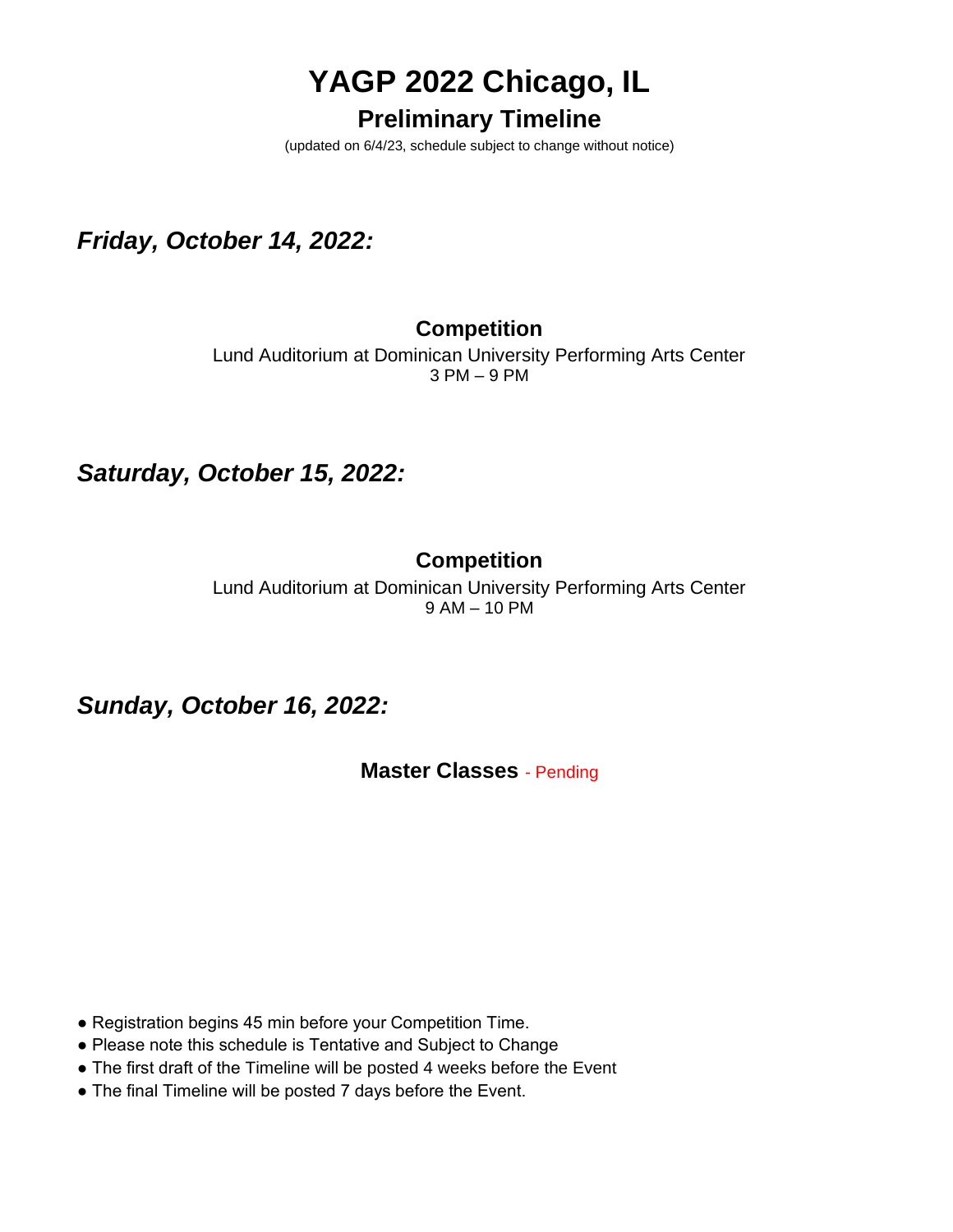# YAGP 2022 Chicago, IL

## Preliminary Timeline

(updated on 6/4/23, schedule subject to change without notice)

### *Friday, October 14, 2022:*

**Competition**

Lund Auditorium at Dominican University Performing Arts Center
3 PM – 9 PM

### *Saturday, October 15, 2022:*

**Competition**

Lund Auditorium at Dominican University Performing Arts Center
9 AM – 10 PM

### *Sunday, October 16, 2022:*

**Master Classes** - Pending

- Registration begins 45 min before your Competition Time.
- Please note this schedule is Tentative and Subject to Change
- The first draft of the Timeline will be posted 4 weeks before the Event
- The final Timeline will be posted 7 days before the Event.